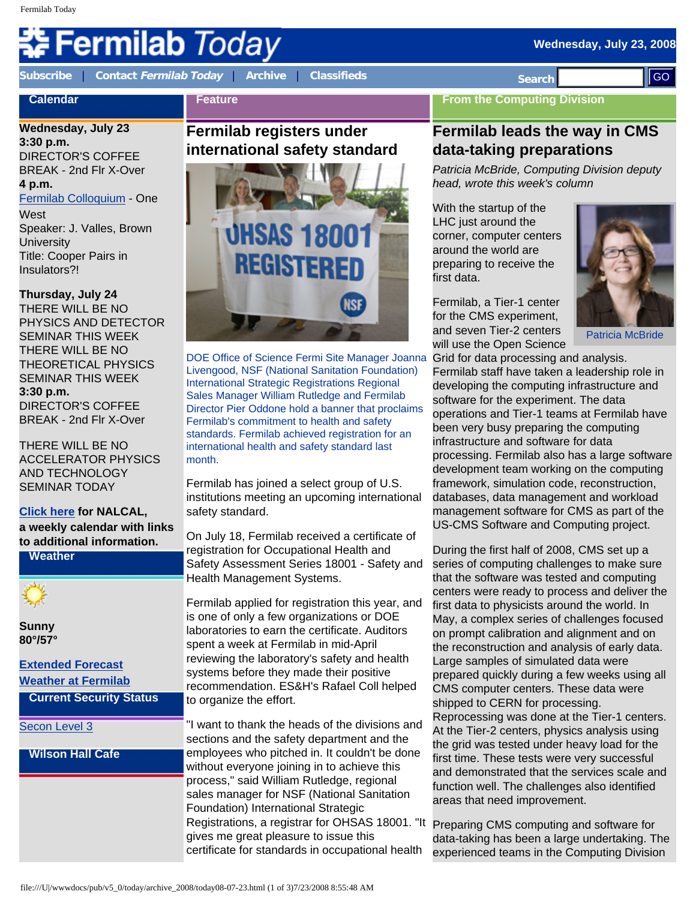# Fermilab Today

Wednesday, July 23, 2008

Subscribe | Contact *Fermilab Today* | Archive | Classifieds

Search GO

## Calendar

**Wednesday, July 23**
**3:30 p.m.**
DIRECTOR'S COFFEE BREAK - 2nd Flr X-Over
**4 p.m.**
Fermilab Colloquium - One West
Speaker: J. Valles, Brown University
Title: Cooper Pairs in Insulators?!

**Thursday, July 24**
THERE WILL BE NO PHYSICS AND DETECTOR SEMINAR THIS WEEK
THERE WILL BE NO THEORETICAL PHYSICS SEMINAR THIS WEEK
**3:30 p.m.**
DIRECTOR'S COFFEE BREAK - 2nd Flr X-Over

THERE WILL BE NO ACCELERATOR PHYSICS AND TECHNOLOGY SEMINAR TODAY

**Click here for NALCAL, a weekly calendar with links to additional information.**

## Weather

**Sunny**
**80°/57°**

**Extended Forecast**
**Weather at Fermilab**

## Current Security Status

Secon Level 3

## Wilson Hall Cafe

## Feature

## Fermilab registers under international safety standard

DOE Office of Science Fermi Site Manager Joanna Livengood, NSF (National Sanitation Foundation) International Strategic Registrations Regional Sales Manager William Rutledge and Fermilab Director Pier Oddone hold a banner that proclaims Fermilab's commitment to health and safety standards. Fermilab achieved registration for an international health and safety standard last month.

Fermilab has joined a select group of U.S. institutions meeting an upcoming international safety standard.

On July 18, Fermilab received a certificate of registration for Occupational Health and Safety Assessment Series 18001 - Safety and Health Management Systems.

Fermilab applied for registration this year, and is one of only a few organizations or DOE laboratories to earn the certificate. Auditors spent a week at Fermilab in mid-April reviewing the laboratory's safety and health systems before they made their positive recommendation. ES&H's Rafael Coll helped to organize the effort.

"I want to thank the heads of the divisions and sections and the safety department and the employees who pitched in. It couldn't be done without everyone joining in to achieve this process," said William Rutledge, regional sales manager for NSF (National Sanitation Foundation) International Strategic Registrations, a registrar for OHSAS 18001. "It gives me great pleasure to issue this certificate for standards in occupational health

## From the Computing Division

## Fermilab leads the way in CMS data-taking preparations

*Patricia McBride, Computing Division deputy head, wrote this week's column*

Patricia McBride

With the startup of the LHC just around the corner, computer centers around the world are preparing to receive the first data.

Fermilab, a Tier-1 center for the CMS experiment, and seven Tier-2 centers will use the Open Science Grid for data processing and analysis. Fermilab staff have taken a leadership role in developing the computing infrastructure and software for the experiment. The data operations and Tier-1 teams at Fermilab have been very busy preparing the computing infrastructure and software for data processing. Fermilab also has a large software development team working on the computing framework, simulation code, reconstruction, databases, data management and workload management software for CMS as part of the US-CMS Software and Computing project.

During the first half of 2008, CMS set up a series of computing challenges to make sure that the software was tested and computing centers were ready to process and deliver the first data to physicists around the world. In May, a complex series of challenges focused on prompt calibration and alignment and on the reconstruction and analysis of early data. Large samples of simulated data were prepared quickly during a few weeks using all CMS computer centers. These data were shipped to CERN for processing. Reprocessing was done at the Tier-1 centers. At the Tier-2 centers, physics analysis using the grid was tested under heavy load for the first time. These tests were very successful and demonstrated that the services scale and function well. The challenges also identified areas that need improvement.

Preparing CMS computing and software for data-taking has been a large undertaking. The experienced teams in the Computing Division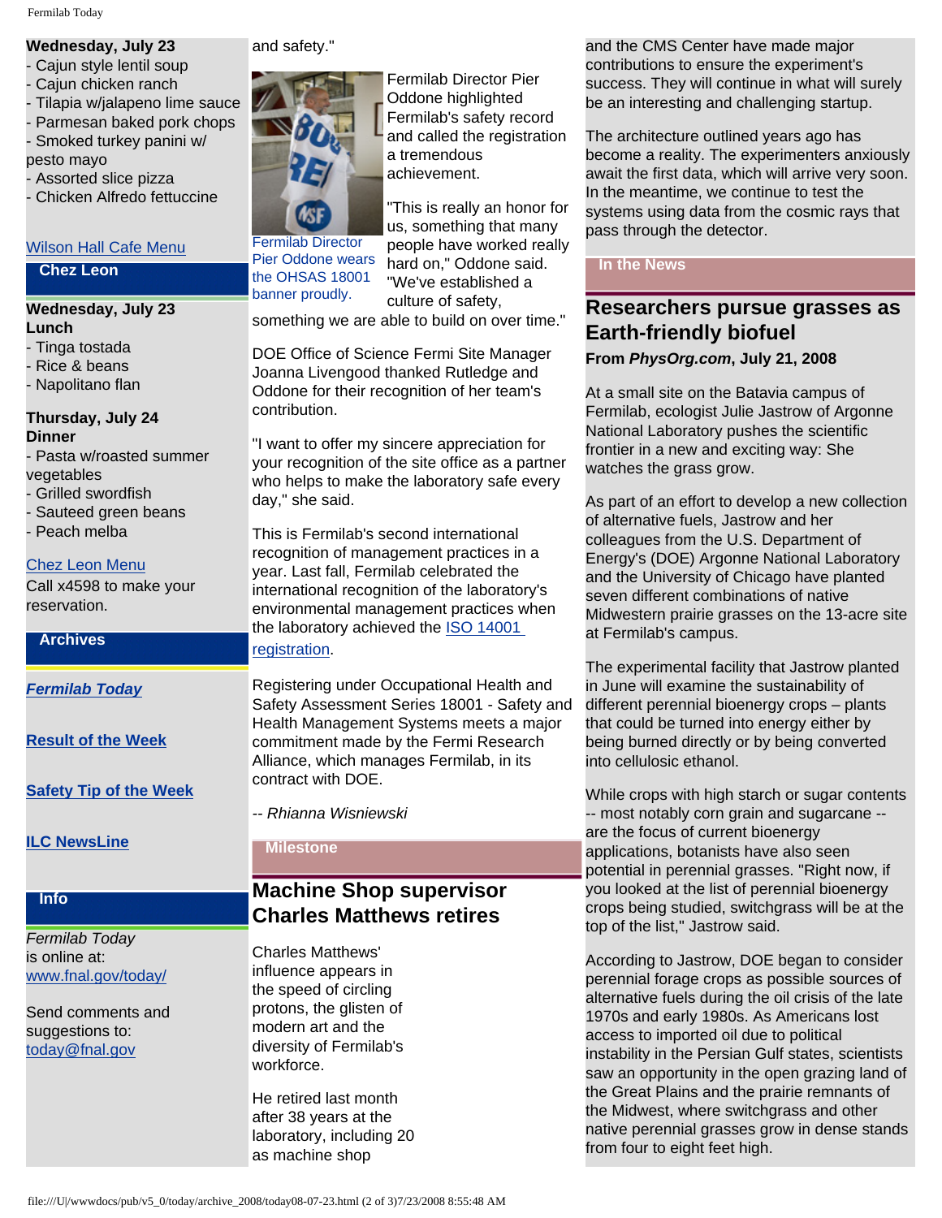**Wednesday, July 23**
- Cajun style lentil soup
- Cajun chicken ranch
- Tilapia w/jalapeno lime sauce
- Parmesan baked pork chops
- Smoked turkey panini w/ pesto mayo
- Assorted slice pizza
- Chicken Alfredo fettuccine

[Wilson Hall Cafe Menu](#)

## Chez Leon

**Wednesday, July 23**
**Lunch**
- Tinga tostada
- Rice & beans
- Napolitano flan

**Thursday, July 24**
**Dinner**
- Pasta w/roasted summer vegetables
- Grilled swordfish
- Sauteed green beans
- Peach melba

[Chez Leon Menu](#)
Call x4598 to make your reservation.

## Archives

[***Fermilab Today***](#)

[**Result of the Week**](#)

[**Safety Tip of the Week**](#)

[**ILC NewsLine**](#)

## Info

*Fermilab Today* is online at:
[www.fnal.gov/today/](#)

Send comments and suggestions to:
[today@fnal.gov](#)

and safety."

Fermilab Director Pier Oddone wears the OHSAS 18001 banner proudly.

Fermilab Director Pier Oddone highlighted Fermilab's safety record and called the registration a tremendous achievement.

"This is really an honor for us, something that many people have worked really hard on," Oddone said. "We've established a culture of safety, something we are able to build on over time."

DOE Office of Science Fermi Site Manager Joanna Livengood thanked Rutledge and Oddone for their recognition of her team's contribution.

"I want to offer my sincere appreciation for your recognition of the site office as a partner who helps to make the laboratory safe every day," she said.

This is Fermilab's second international recognition of management practices in a year. Last fall, Fermilab celebrated the international recognition of the laboratory's environmental management practices when the laboratory achieved the [ISO 14001 registration](#).

Registering under Occupational Health and Safety Assessment Series 18001 - Safety and Health Management Systems meets a major commitment made by the Fermi Research Alliance, which manages Fermilab, in its contract with DOE.

*-- Rhianna Wisniewski*

## Milestone

# Machine Shop supervisor Charles Matthews retires

Charles Matthews' influence appears in the speed of circling protons, the glisten of modern art and the diversity of Fermilab's workforce.

He retired last month after 38 years at the laboratory, including 20 as machine shop

and the CMS Center have made major contributions to ensure the experiment's success. They will continue in what will surely be an interesting and challenging startup.

The architecture outlined years ago has become a reality. The experimenters anxiously await the first data, which will arrive very soon. In the meantime, we continue to test the systems using data from the cosmic rays that pass through the detector.

## In the News

# Researchers pursue grasses as Earth-friendly biofuel

**From *PhysOrg.com*, July 21, 2008**

At a small site on the Batavia campus of Fermilab, ecologist Julie Jastrow of Argonne National Laboratory pushes the scientific frontier in a new and exciting way: She watches the grass grow.

As part of an effort to develop a new collection of alternative fuels, Jastrow and her colleagues from the U.S. Department of Energy's (DOE) Argonne National Laboratory and the University of Chicago have planted seven different combinations of native Midwestern prairie grasses on the 13-acre site at Fermilab's campus.

The experimental facility that Jastrow planted in June will examine the sustainability of different perennial bioenergy crops – plants that could be turned into energy either by being burned directly or by being converted into cellulosic ethanol.

While crops with high starch or sugar contents -- most notably corn grain and sugarcane -- are the focus of current bioenergy applications, botanists have also seen potential in perennial grasses. "Right now, if you looked at the list of perennial bioenergy crops being studied, switchgrass will be at the top of the list," Jastrow said.

According to Jastrow, DOE began to consider perennial forage crops as possible sources of alternative fuels during the oil crisis of the late 1970s and early 1980s. As Americans lost access to imported oil due to political instability in the Persian Gulf states, scientists saw an opportunity in the open grazing land of the Great Plains and the prairie remnants of the Midwest, where switchgrass and other native perennial grasses grow in dense stands from four to eight feet high.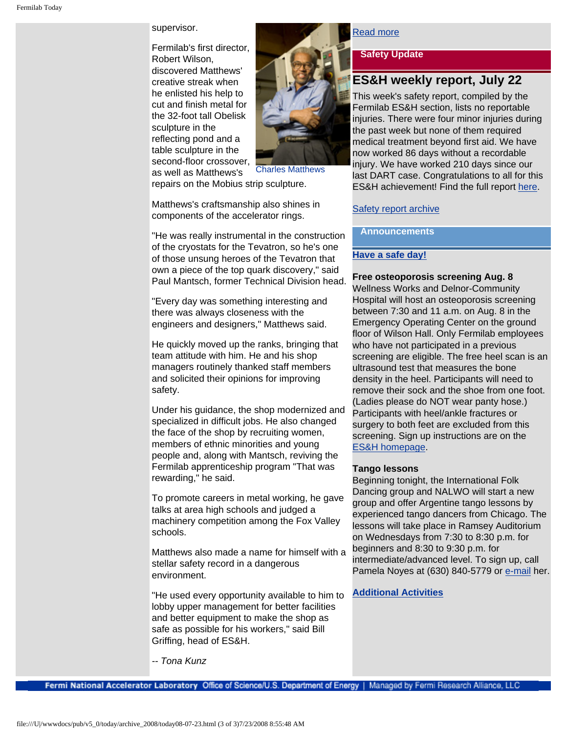supervisor.

Fermilab's first director, Robert Wilson, discovered Matthews' creative streak when he enlisted his help to cut and finish metal for the 32-foot tall Obelisk sculpture in the reflecting pond and a table sculpture in the second-floor crossover, as well as Matthews's repairs on the Mobius strip sculpture.

Charles Matthews

Matthews's craftsmanship also shines in components of the accelerator rings.

"He was really instrumental in the construction of the cryostats for the Tevatron, so he's one of those unsung heroes of the Tevatron that own a piece of the top quark discovery," said Paul Mantsch, former Technical Division head.

"Every day was something interesting and there was always closeness with the engineers and designers," Matthews said.

He quickly moved up the ranks, bringing that team attitude with him. He and his shop managers routinely thanked staff members and solicited their opinions for improving safety.

Under his guidance, the shop modernized and specialized in difficult jobs. He also changed the face of the shop by recruiting women, members of ethnic minorities and young people and, along with Mantsch, reviving the Fermilab apprenticeship program "That was rewarding," he said.

To promote careers in metal working, he gave talks at area high schools and judged a machinery competition among the Fox Valley schools.

Matthews also made a name for himself with a stellar safety record in a dangerous environment.

"He used every opportunity available to him to lobby upper management for better facilities and better equipment to make the shop as safe as possible for his workers," said Bill Griffing, head of ES&H.

*-- Tona Kunz*

Read more

## Safety Update

## ES&H weekly report, July 22

This week's safety report, compiled by the Fermilab ES&H section, lists no reportable injuries. There were four minor injuries during the past week but none of them required medical treatment beyond first aid. We have now worked 86 days without a recordable injury. We have worked 210 days since our last DART case. Congratulations to all for this ES&H achievement! Find the full report here.

Safety report archive

## Announcements

**Have a safe day!**

**Free osteoporosis screening Aug. 8**
Wellness Works and Delnor-Community Hospital will host an osteoporosis screening between 7:30 and 11 a.m. on Aug. 8 in the Emergency Operating Center on the ground floor of Wilson Hall. Only Fermilab employees who have not participated in a previous screening are eligible. The free heel scan is an ultrasound test that measures the bone density in the heel. Participants will need to remove their sock and the shoe from one foot. (Ladies please do NOT wear panty hose.) Participants with heel/ankle fractures or surgery to both feet are excluded from this screening. Sign up instructions are on the ES&H homepage.

**Tango lessons**
Beginning tonight, the International Folk Dancing group and NALWO will start a new group and offer Argentine tango lessons by experienced tango dancers from Chicago. The lessons will take place in Ramsey Auditorium on Wednesdays from 7:30 to 8:30 p.m. for beginners and 8:30 to 9:30 p.m. for intermediate/advanced level. To sign up, call Pamela Noyes at (630) 840-5779 or e-mail her.

**Additional Activities**

Fermi National Accelerator Laboratory Office of Science/U.S. Department of Energy | Managed by Fermi Research Alliance, LLC